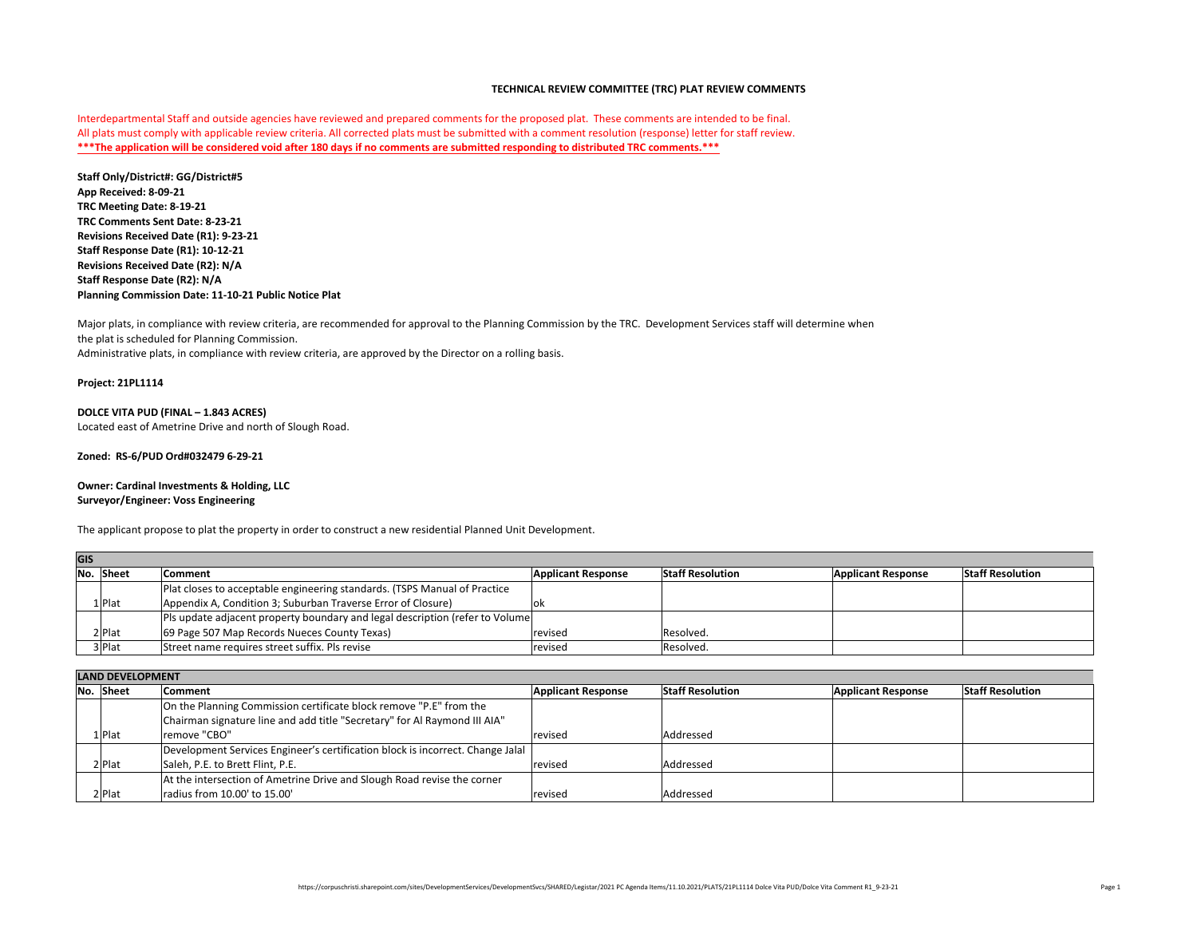# TECHNICAL REVIEW COMMITTEE (TRC) PLAT REVIEW COMMENTS

Interdepartmental Staff and outside agencies have reviewed and prepared comments for the proposed plat. These comments are intended to be final.
All plats must comply with applicable review criteria. All corrected plats must be submitted with a comment resolution (response) letter for staff review.
**\*\*\*The application will be considered void after 180 days if no comments are submitted responding to distributed TRC comments.\*\*\***

**Staff Only/District#: GG/District#5**
**App Received: 8-09-21**
**TRC Meeting Date: 8-19-21**
**TRC Comments Sent Date: 8-23-21**
**Revisions Received Date (R1): 9-23-21**
**Staff Response Date (R1): 10-12-21**
**Revisions Received Date (R2): N/A**
**Staff Response Date (R2): N/A**
**Planning Commission Date: 11-10-21 Public Notice Plat**

Major plats, in compliance with review criteria, are recommended for approval to the Planning Commission by the TRC. Development Services staff will determine when the plat is scheduled for Planning Commission.
Administrative plats, in compliance with review criteria, are approved by the Director on a rolling basis.

**Project: 21PL1114**

**DOLCE VITA PUD (FINAL – 1.843 ACRES)**
Located east of Ametrine Drive and north of Slough Road.

**Zoned: RS-6/PUD Ord#032479 6-29-21**

**Owner: Cardinal Investments & Holding, LLC**
**Surveyor/Engineer: Voss Engineering**

The applicant propose to plat the property in order to construct a new residential Planned Unit Development.

| **GIS** | | | | | | |
|---|---|---|---|---|---|---|
| **No.** | **Sheet** | **Comment** | **Applicant Response** | **Staff Resolution** | **Applicant Response** | **Staff Resolution** |
| 1 | Plat | Plat closes to acceptable engineering standards. (TSPS Manual of Practice Appendix A, Condition 3; Suburban Traverse Error of Closure) | ok | | | |
| 2 | Plat | Pls update adjacent property boundary and legal description (refer to Volume 69 Page 507 Map Records Nueces County Texas) | revised | Resolved. | | |
| 3 | Plat | Street name requires street suffix. Pls revise | revised | Resolved. | | |

| **LAND DEVELOPMENT** | | | | | | |
|---|---|---|---|---|---|---|
| **No.** | **Sheet** | **Comment** | **Applicant Response** | **Staff Resolution** | **Applicant Response** | **Staff Resolution** |
| 1 | Plat | On the Planning Commission certificate block remove "P.E" from the Chairman signature line and add title "Secretary" for Al Raymond III AIA" remove "CBO" | revised | Addressed | | |
| 2 | Plat | Development Services Engineer's certification block is incorrect. Change Jalal Saleh, P.E. to Brett Flint, P.E. | revised | Addressed | | |
| 2 | Plat | At the intersection of Ametrine Drive and Slough Road revise the corner radius from 10.00' to 15.00' | revised | Addressed | | |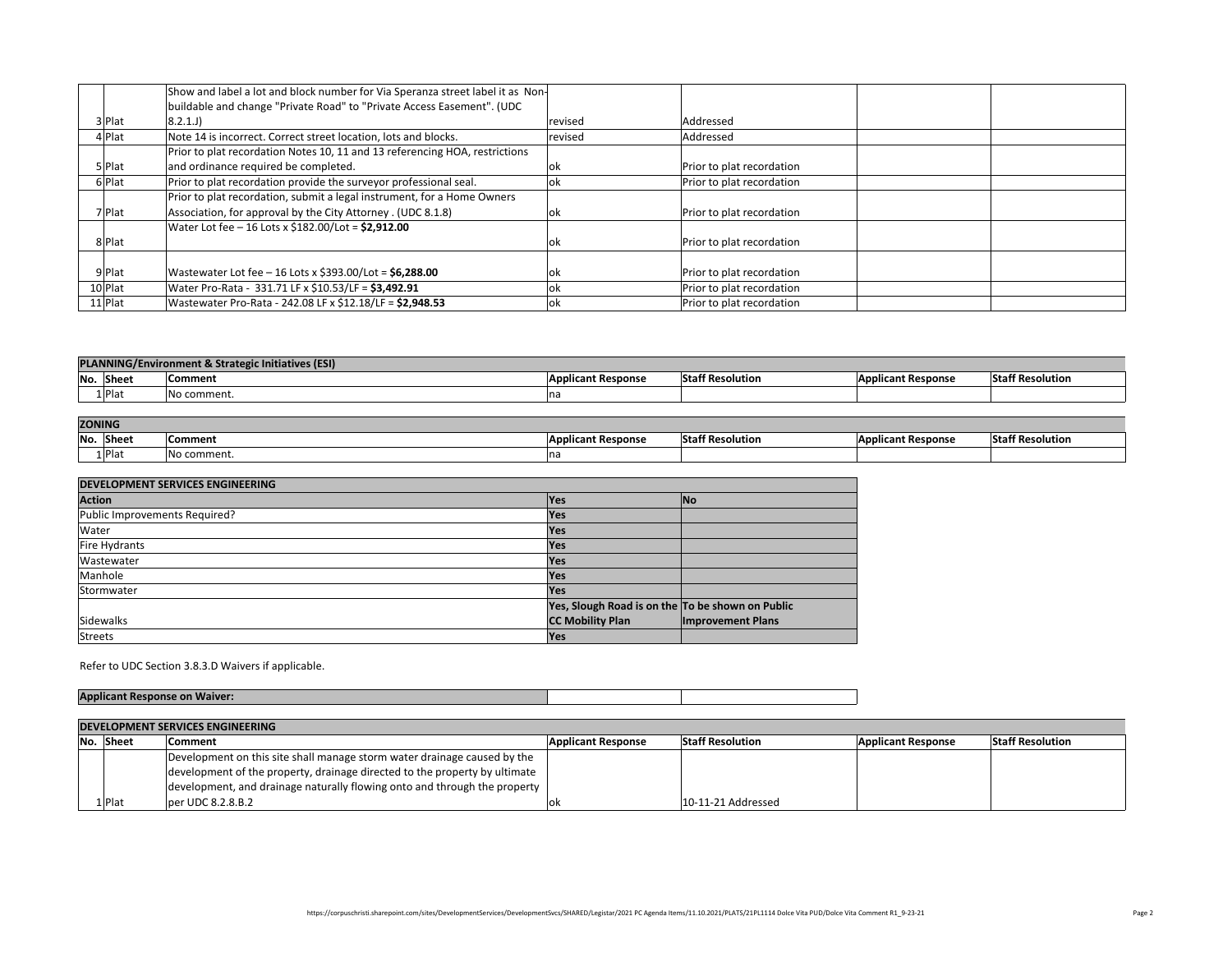| No. | Sheet | Comment | Applicant Response | Staff Resolution | Applicant Response | Staff Resolution |
|---|---|---|---|---|---|---|
| 3 | Plat | Show and label a lot and block number for Via Speranza street label it as Non-buildable and change "Private Road" to "Private Access Easement". (UDC 8.2.1.J) | revised | Addressed | | |
| 4 | Plat | Note 14 is incorrect. Correct street location, lots and blocks. | revised | Addressed | | |
| 5 | Plat | Prior to plat recordation Notes 10, 11 and 13 referencing HOA, restrictions and ordinance required be completed. | ok | Prior to plat recordation | | |
| 6 | Plat | Prior to plat recordation provide the surveyor professional seal. | ok | Prior to plat recordation | | |
| 7 | Plat | Prior to plat recordation, submit a legal instrument, for a Home Owners Association, for approval by the City Attorney . (UDC 8.1.8) | ok | Prior to plat recordation | | |
| 8 | Plat | Water Lot fee – 16 Lots x $182.00/Lot = **$2,912.00** | ok | Prior to plat recordation | | |
| 9 | Plat | Wastewater Lot fee – 16 Lots x $393.00/Lot = **$6,288.00** | ok | Prior to plat recordation | | |
| 10 | Plat | Water Pro-Rata - 331.71 LF x $10.53/LF = **$3,492.91** | ok | Prior to plat recordation | | |
| 11 | Plat | Wastewater Pro-Rata - 242.08 LF x $12.18/LF = **$2,948.53** | ok | Prior to plat recordation | | |

**PLANNING/Environment & Strategic Initiatives (ESI)**

| No. | Sheet | Comment | Applicant Response | Staff Resolution | Applicant Response | Staff Resolution |
|---|---|---|---|---|---|---|
| 1 | Plat | No comment. | na | | | |

**ZONING**

| No. | Sheet | Comment | Applicant Response | Staff Resolution | Applicant Response | Staff Resolution |
|---|---|---|---|---|---|---|
| 1 | Plat | No comment. | na | | | |

**DEVELOPMENT SERVICES ENGINEERING**

| Action | Yes | No |
|---|---|---|
| Public Improvements Required? | Yes | |
| Water | Yes | |
| Fire Hydrants | Yes | |
| Wastewater | Yes | |
| Manhole | Yes | |
| Stormwater | Yes | |
| Sidewalks | Yes, Slough Road is on the CC Mobility Plan | To be shown on Public Improvement Plans |
| Streets | Yes | |

Refer to UDC Section 3.8.3.D Waivers if applicable.

**Applicant Response on Waiver:**

**DEVELOPMENT SERVICES ENGINEERING**

| No. | Sheet | Comment | Applicant Response | Staff Resolution | Applicant Response | Staff Resolution |
|---|---|---|---|---|---|---|
| 1 | Plat | Development on this site shall manage storm water drainage caused by the development of the property, drainage directed to the property by ultimate development, and drainage naturally flowing onto and through the property per UDC 8.2.8.B.2 | ok | 10-11-21 Addressed | | |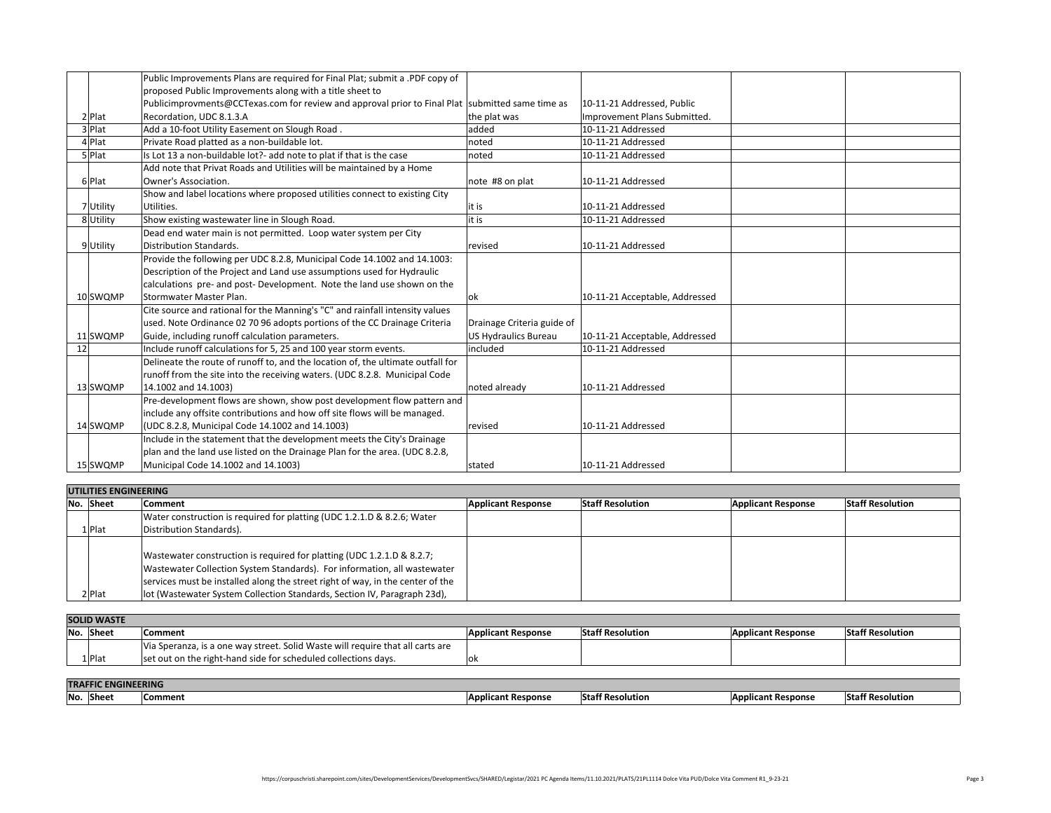| No. | Sheet | Comment | Applicant Response | Staff Resolution | Applicant Response | Staff Resolution |
|---|---|---|---|---|---|---|
| 2 | Plat | Public Improvements Plans are required for Final Plat; submit a .PDF copy of proposed Public Improvements along with a title sheet to Publicimprovments@CCTexas.com for review and approval prior to Final Plat Recordation, UDC 8.1.3.A | submitted same time as the plat was | 10-11-21 Addressed, Public Improvement Plans Submitted. | | |
| 3 | Plat | Add a 10-foot Utility Easement on Slough Road . | added | 10-11-21 Addressed | | |
| 4 | Plat | Private Road platted as a non-buildable lot. | noted | 10-11-21 Addressed | | |
| 5 | Plat | Is Lot 13 a non-buildable lot?- add note to plat if that is the case | noted | 10-11-21 Addressed | | |
| 6 | Plat | Add note that Privat Roads and Utilities will be maintained by a Home Owner's Association. | note #8 on plat | 10-11-21 Addressed | | |
| 7 | Utility | Show and label locations where proposed utilities connect to existing City Utilities. | it is | 10-11-21 Addressed | | |
| 8 | Utility | Show existing wastewater line in Slough Road. | it is | 10-11-21 Addressed | | |
| 9 | Utility | Dead end water main is not permitted. Loop water system per City Distribution Standards. | revised | 10-11-21 Addressed | | |
| 10 | SWQMP | Provide the following per UDC 8.2.8, Municipal Code 14.1002 and 14.1003: Description of the Project and Land use assumptions used for Hydraulic calculations pre- and post- Development. Note the land use shown on the Stormwater Master Plan. | ok | 10-11-21 Acceptable, Addressed | | |
| 11 | SWQMP | Cite source and rational for the Manning's "C" and rainfall intensity values used. Note Ordinance 02 70 96 adopts portions of the CC Drainage Criteria Guide, including runoff calculation parameters. | Drainage Criteria guide of US Hydraulics Bureau | 10-11-21 Acceptable, Addressed | | |
| 12 | | Include runoff calculations for 5, 25 and 100 year storm events. | included | 10-11-21 Addressed | | |
| 13 | SWQMP | Delineate the route of runoff to, and the location of, the ultimate outfall for runoff from the site into the receiving waters. (UDC 8.2.8. Municipal Code 14.1002 and 14.1003) | noted already | 10-11-21 Addressed | | |
| 14 | SWQMP | Pre-development flows are shown, show post development flow pattern and include any offsite contributions and how off site flows will be managed. (UDC 8.2.8, Municipal Code 14.1002 and 14.1003) | revised | 10-11-21 Addressed | | |
| 15 | SWQMP | Include in the statement that the development meets the City's Drainage plan and the land use listed on the Drainage Plan for the area. (UDC 8.2.8, Municipal Code 14.1002 and 14.1003) | stated | 10-11-21 Addressed | | |

**UTILITIES ENGINEERING**

| No. | Sheet | Comment | Applicant Response | Staff Resolution | Applicant Response | Staff Resolution |
|---|---|---|---|---|---|---|
| 1 | Plat | Water construction is required for platting (UDC 1.2.1.D & 8.2.6; Water Distribution Standards). | | | | |
| 2 | Plat | Wastewater construction is required for platting (UDC 1.2.1.D & 8.2.7; Wastewater Collection System Standards). For information, all wastewater services must be installed along the street right of way, in the center of the lot (Wastewater System Collection Standards, Section IV, Paragraph 23d), | | | | |

**SOLID WASTE**

| No. | Sheet | Comment | Applicant Response | Staff Resolution | Applicant Response | Staff Resolution |
|---|---|---|---|---|---|---|
| 1 | Plat | Via Speranza, is a one way street. Solid Waste will require that all carts are set out on the right-hand side for scheduled collections days. | ok | | | |

**TRAFFIC ENGINEERING**

| No. | Sheet | Comment | Applicant Response | Staff Resolution | Applicant Response | Staff Resolution |
|---|---|---|---|---|---|---|

https://corpuschristi.sharepoint.com/sites/DevelopmentServices/DevelopmentSvcs/SHARED/Legistar/2021 PC Agenda Items/11.10.2021/PLATS/21PL1114 Dolce Vita PUD/Dolce Vita Comment R1_9-23-21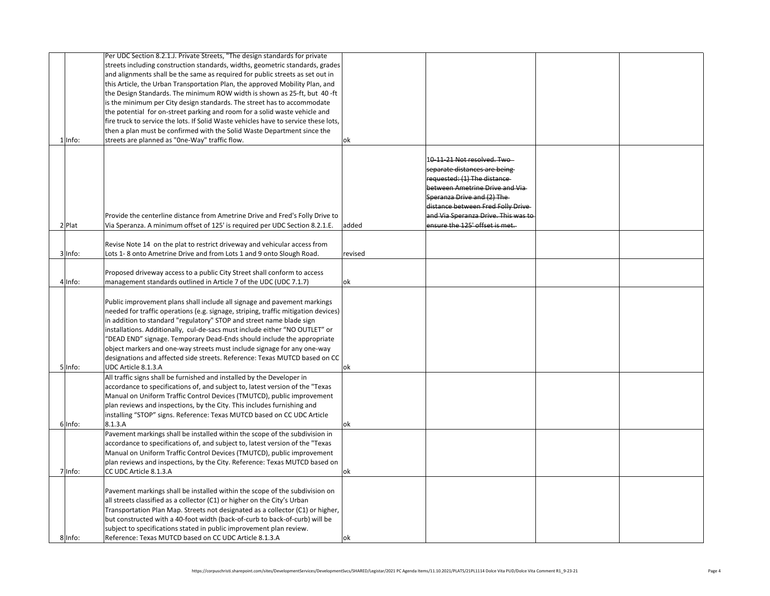| | | | | | | |
|---|---|---|---|---|---|---|
| 1 | Info: | Per UDC Section 8.2.1.J. Private Streets, "The design standards for private streets including construction standards, widths, geometric standards, grades and alignments shall be the same as required for public streets as set out in this Article, the Urban Transportation Plan, the approved Mobility Plan, and the Design Standards. The minimum ROW width is shown as 25-ft, but 40 -ft is the minimum per City design standards. The street has to accommodate the potential for on-street parking and room for a solid waste vehicle and fire truck to service the lots. If Solid Waste vehicles have to service these lots, then a plan must be confirmed with the Solid Waste Department since the streets are planned as "0ne-Way" traffic flow. | ok | | | |
| 2 | Plat | Provide the centerline distance from Ametrine Drive and Fred's Folly Drive to Via Speranza. A minimum offset of 125' is required per UDC Section 8.2.1.E. | added | ~~10-11-21 Not resolved. Two separate distances are being requested: (1) The distance between Ametrine Drive and Via Speranza Drive and (2) The distance between Fred Folly Drive and Via Speranza Drive. This was to ensure the 125' offset is met.~~ | | |
| 3 | Info: | Revise Note 14 on the plat to restrict driveway and vehicular access from Lots 1- 8 onto Ametrine Drive and from Lots 1 and 9 onto Slough Road. | revised | | | |
| 4 | Info: | Proposed driveway access to a public City Street shall conform to access management standards outlined in Article 7 of the UDC (UDC 7.1.7) | ok | | | |
| 5 | Info: | Public improvement plans shall include all signage and pavement markings needed for traffic operations (e.g. signage, striping, traffic mitigation devices) in addition to standard "regulatory" STOP and street name blade sign installations. Additionally, cul-de-sacs must include either "NO OUTLET" or "DEAD END" signage. Temporary Dead-Ends should include the appropriate object markers and one-way streets must include signage for any one-way designations and affected side streets. Reference: Texas MUTCD based on CC UDC Article 8.1.3.A | ok | | | |
| 6 | Info: | All traffic signs shall be furnished and installed by the Developer in accordance to specifications of, and subject to, latest version of the "Texas Manual on Uniform Traffic Control Devices (TMUTCD), public improvement plan reviews and inspections, by the City. This includes furnishing and installing "STOP" signs. Reference: Texas MUTCD based on CC UDC Article 8.1.3.A | ok | | | |
| 7 | Info: | Pavement markings shall be installed within the scope of the subdivision in accordance to specifications of, and subject to, latest version of the "Texas Manual on Uniform Traffic Control Devices (TMUTCD), public improvement plan reviews and inspections, by the City. Reference: Texas MUTCD based on CC UDC Article 8.1.3.A | ok | | | |
| 8 | Info: | Pavement markings shall be installed within the scope of the subdivision on all streets classified as a collector (C1) or higher on the City's Urban Transportation Plan Map. Streets not designated as a collector (C1) or higher, but constructed with a 40-foot width (back-of-curb to back-of-curb) will be subject to specifications stated in public improvement plan review. Reference: Texas MUTCD based on CC UDC Article 8.1.3.A | ok | | | |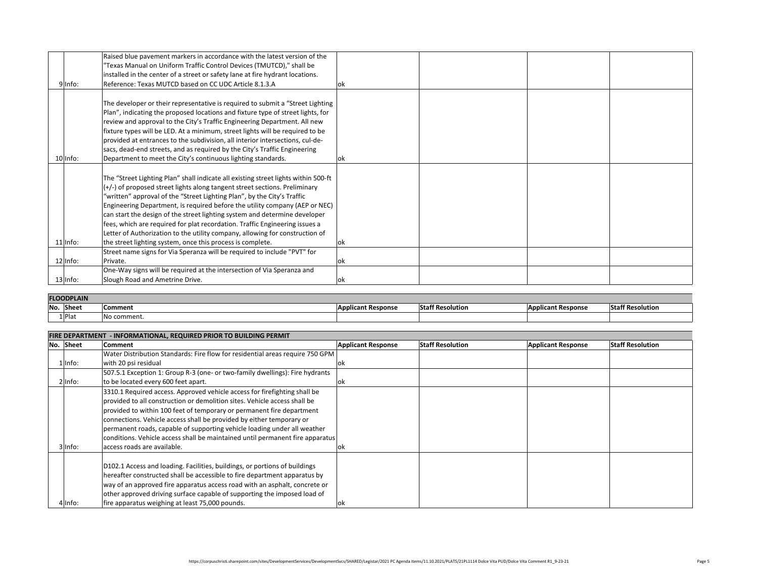| No. | Sheet | Comment | Applicant Response | Staff Resolution | Applicant Response | Staff Resolution |
|---|---|---|---|---|---|---|
| 9 | Info: | Raised blue pavement markers in accordance with the latest version of the "Texas Manual on Uniform Traffic Control Devices (TMUTCD)," shall be installed in the center of a street or safety lane at fire hydrant locations. Reference: Texas MUTCD based on CC UDC Article 8.1.3.A | ok | | | |
| 10 | Info: | The developer or their representative is required to submit a "Street Lighting Plan", indicating the proposed locations and fixture type of street lights, for review and approval to the City's Traffic Engineering Department. All new fixture types will be LED. At a minimum, street lights will be required to be provided at entrances to the subdivision, all interior intersections, cul-de-sacs, dead-end streets, and as required by the City's Traffic Engineering Department to meet the City's continuous lighting standards. | ok | | | |
| 11 | Info: | The "Street Lighting Plan" shall indicate all existing street lights within 500-ft (+/-) of proposed street lights along tangent street sections. Preliminary "written" approval of the "Street Lighting Plan", by the City's Traffic Engineering Department, is required before the utility company (AEP or NEC) can start the design of the street lighting system and determine developer fees, which are required for plat recordation. Traffic Engineering issues a Letter of Authorization to the utility company, allowing for construction of the street lighting system, once this process is complete. | ok | | | |
| 12 | Info: | Street name signs for Via Speranza will be required to include "PVT" for Private. | ok | | | |
| 13 | Info: | One-Way signs will be required at the intersection of Via Speranza and Slough Road and Ametrine Drive. | ok | | | |

**FLOODPLAIN**

| No. | Sheet | Comment | Applicant Response | Staff Resolution | Applicant Response | Staff Resolution |
|---|---|---|---|---|---|---|
| 1 | Plat | No comment. | | | | |

**FIRE DEPARTMENT - INFORMATIONAL, REQUIRED PRIOR TO BUILDING PERMIT**

| No. | Sheet | Comment | Applicant Response | Staff Resolution | Applicant Response | Staff Resolution |
|---|---|---|---|---|---|---|
| 1 | Info: | Water Distribution Standards: Fire flow for residential areas require 750 GPM with 20 psi residual | ok | | | |
| 2 | Info: | 507.5.1 Exception 1: Group R-3 (one- or two-family dwellings): Fire hydrants to be located every 600 feet apart. | ok | | | |
| 3 | Info: | 3310.1 Required access. Approved vehicle access for firefighting shall be provided to all construction or demolition sites. Vehicle access shall be provided to within 100 feet of temporary or permanent fire department connections. Vehicle access shall be provided by either temporary or permanent roads, capable of supporting vehicle loading under all weather conditions. Vehicle access shall be maintained until permanent fire apparatus access roads are available. | ok | | | |
| 4 | Info: | D102.1 Access and loading. Facilities, buildings, or portions of buildings hereafter constructed shall be accessible to fire department apparatus by way of an approved fire apparatus access road with an asphalt, concrete or other approved driving surface capable of supporting the imposed load of fire apparatus weighing at least 75,000 pounds. | ok | | | |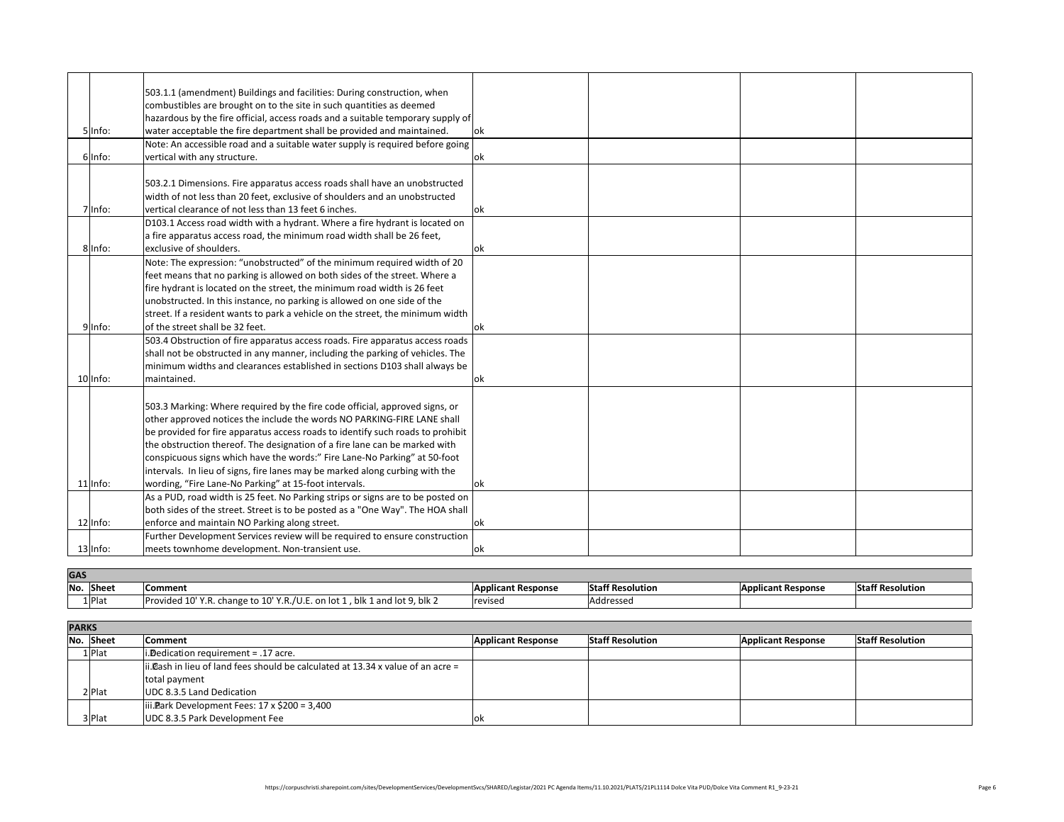| No. | Sheet | Comment | Applicant Response | Staff Resolution | Applicant Response | Staff Resolution |
|---|---|---|---|---|---|---|
| 5 | Info: | 503.1.1 (amendment) Buildings and facilities: During construction, when combustibles are brought on to the site in such quantities as deemed hazardous by the fire official, access roads and a suitable temporary supply of water acceptable the fire department shall be provided and maintained. | ok | | | |
| 6 | Info: | Note: An accessible road and a suitable water supply is required before going vertical with any structure. | ok | | | |
| 7 | Info: | 503.2.1 Dimensions. Fire apparatus access roads shall have an unobstructed width of not less than 20 feet, exclusive of shoulders and an unobstructed vertical clearance of not less than 13 feet 6 inches. | ok | | | |
| 8 | Info: | D103.1 Access road width with a hydrant. Where a fire hydrant is located on a fire apparatus access road, the minimum road width shall be 26 feet, exclusive of shoulders. | ok | | | |
| 9 | Info: | Note: The expression: "unobstructed" of the minimum required width of 20 feet means that no parking is allowed on both sides of the street. Where a fire hydrant is located on the street, the minimum road width is 26 feet unobstructed. In this instance, no parking is allowed on one side of the street. If a resident wants to park a vehicle on the street, the minimum width of the street shall be 32 feet. | ok | | | |
| 10 | Info: | 503.4 Obstruction of fire apparatus access roads. Fire apparatus access roads shall not be obstructed in any manner, including the parking of vehicles. The minimum widths and clearances established in sections D103 shall always be maintained. | ok | | | |
| 11 | Info: | 503.3 Marking: Where required by the fire code official, approved signs, or other approved notices the include the words NO PARKING-FIRE LANE shall be provided for fire apparatus access roads to identify such roads to prohibit the obstruction thereof. The designation of a fire lane can be marked with conspicuous signs which have the words:" Fire Lane-No Parking" at 50-foot intervals. In lieu of signs, fire lanes may be marked along curbing with the wording, "Fire Lane-No Parking" at 15-foot intervals. | ok | | | |
| 12 | Info: | As a PUD, road width is 25 feet. No Parking strips or signs are to be posted on both sides of the street. Street is to be posted as a "One Way". The HOA shall enforce and maintain NO Parking along street. | ok | | | |
| 13 | Info: | Further Development Services review will be required to ensure construction meets townhome development. Non-transient use. | ok | | | |

**GAS**

| No. | Sheet | Comment | Applicant Response | Staff Resolution | Applicant Response | Staff Resolution |
|---|---|---|---|---|---|---|
| 1 | Plat | Provided 10' Y.R. change to 10' Y.R./U.E. on lot 1 , blk 1 and lot 9, blk 2 | revised | Addressed | | |

**PARKS**

| No. | Sheet | Comment | Applicant Response | Staff Resolution | Applicant Response | Staff Resolution |
|---|---|---|---|---|---|---|
| 1 | Plat | i. Dedication requirement = .17 acre. | | | | |
| 2 | Plat | ii. Cash in lieu of land fees should be calculated at 13.34 x value of an acre = total payment<br>UDC 8.3.5 Land Dedication | | | | |
| 3 | Plat | iii. Park Development Fees: 17 x $200 = 3,400<br>UDC 8.3.5 Park Development Fee | ok | | | |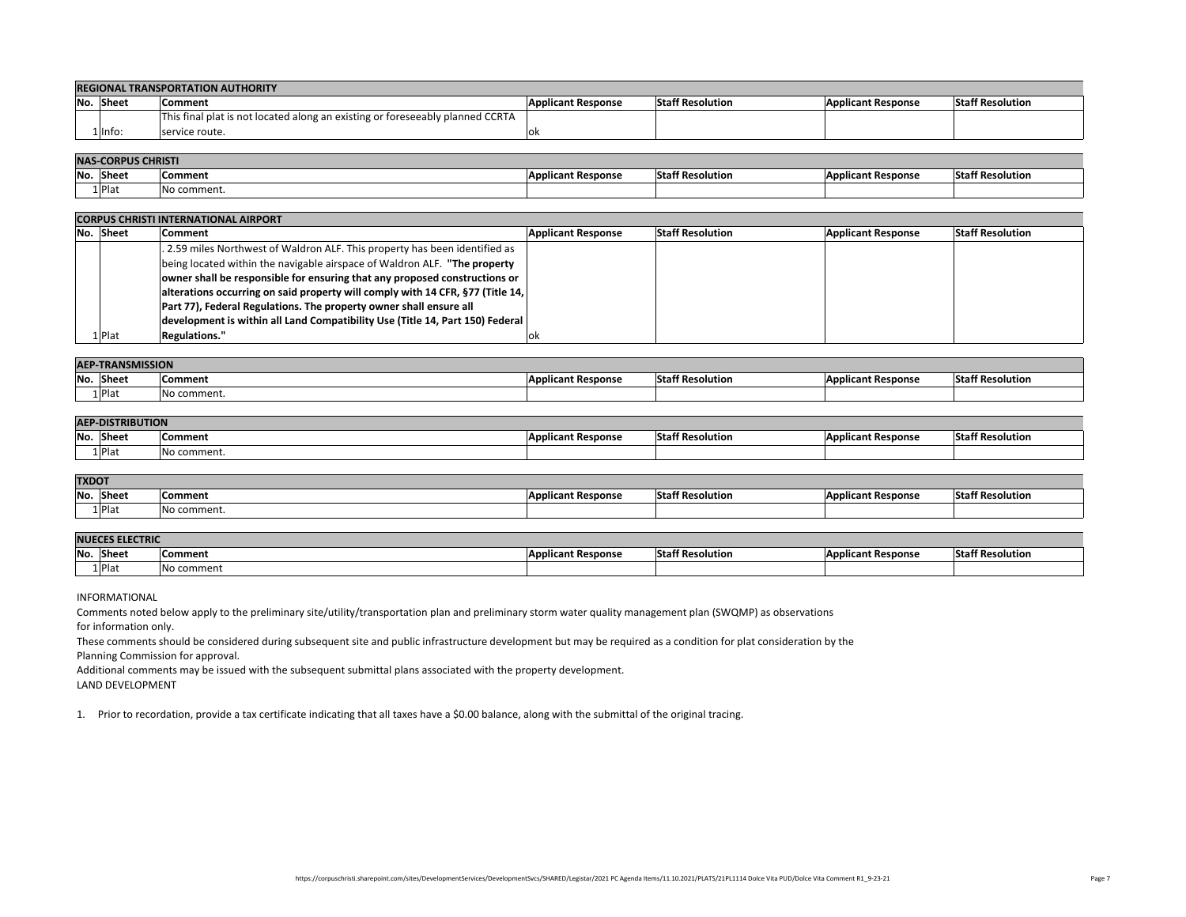| REGIONAL TRANSPORTATION AUTHORITY | | | | | | |
|---|---|---|---|---|---|---|
| **No.** | **Sheet** | **Comment** | **Applicant Response** | **Staff Resolution** | **Applicant Response** | **Staff Resolution** |
| 1 | Info: | This final plat is not located along an existing or foreseeably planned CCRTA service route. | ok | | | |

| NAS-CORPUS CHRISTI | | | | | | |
|---|---|---|---|---|---|---|
| **No.** | **Sheet** | **Comment** | **Applicant Response** | **Staff Resolution** | **Applicant Response** | **Staff Resolution** |
| 1 | Plat | No comment. | | | | |

| CORPUS CHRISTI INTERNATIONAL AIRPORT | | | | | | |
|---|---|---|---|---|---|---|
| **No.** | **Sheet** | **Comment** | **Applicant Response** | **Staff Resolution** | **Applicant Response** | **Staff Resolution** |
| 1 | Plat | . 2.59 miles Northwest of Waldron ALF. This property has been identified as being located within the navigable airspace of Waldron ALF. **"The property owner shall be responsible for ensuring that any proposed constructions or alterations occurring on said property will comply with 14 CFR, §77 (Title 14, Part 77), Federal Regulations. The property owner shall ensure all development is within all Land Compatibility Use (Title 14, Part 150) Federal Regulations."** | ok | | | |

| AEP-TRANSMISSION | | | | | | |
|---|---|---|---|---|---|---|
| **No.** | **Sheet** | **Comment** | **Applicant Response** | **Staff Resolution** | **Applicant Response** | **Staff Resolution** |
| 1 | Plat | No comment. | | | | |

| AEP-DISTRIBUTION | | | | | | |
|---|---|---|---|---|---|---|
| **No.** | **Sheet** | **Comment** | **Applicant Response** | **Staff Resolution** | **Applicant Response** | **Staff Resolution** |
| 1 | Plat | No comment. | | | | |

| TXDOT | | | | | | |
|---|---|---|---|---|---|---|
| **No.** | **Sheet** | **Comment** | **Applicant Response** | **Staff Resolution** | **Applicant Response** | **Staff Resolution** |
| 1 | Plat | No comment. | | | | |

| NUECES ELECTRIC | | | | | | |
|---|---|---|---|---|---|---|
| **No.** | **Sheet** | **Comment** | **Applicant Response** | **Staff Resolution** | **Applicant Response** | **Staff Resolution** |
| 1 | Plat | No comment | | | | |

INFORMATIONAL

Comments noted below apply to the preliminary site/utility/transportation plan and preliminary storm water quality management plan (SWQMP) as observations for information only.

These comments should be considered during subsequent site and public infrastructure development but may be required as a condition for plat consideration by the Planning Commission for approval.

Additional comments may be issued with the subsequent submittal plans associated with the property development.

LAND DEVELOPMENT

1. Prior to recordation, provide a tax certificate indicating that all taxes have a $0.00 balance, along with the submittal of the original tracing.